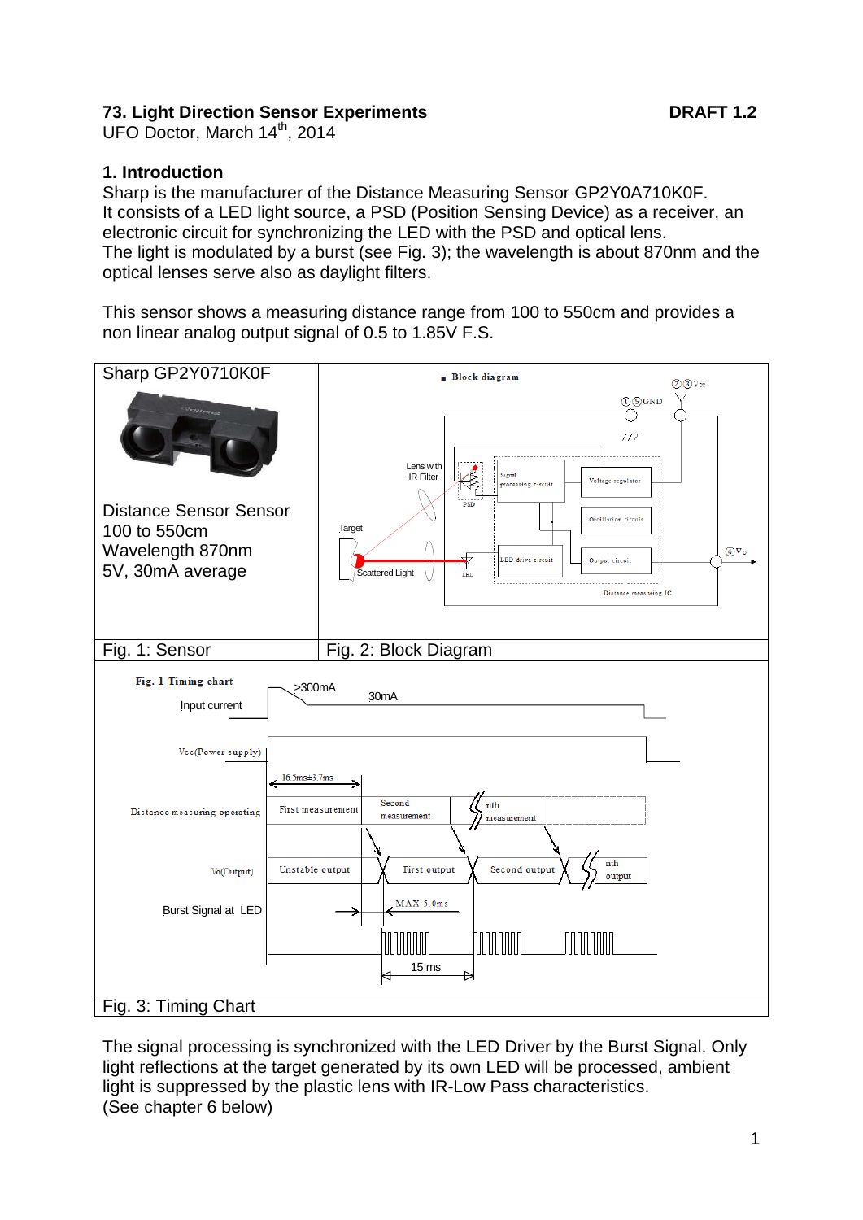**73. Light Direction Sensor Experiments** **DRAFT 1.2**

UFO Doctor, March 14th, 2014

## 1. Introduction

Sharp is the manufacturer of the Distance Measuring Sensor GP2Y0A710K0F.
It consists of a LED light source, a PSD (Position Sensing Device) as a receiver, an electronic circuit for synchronizing the LED with the PSD and optical lens.
The light is modulated by a burst (see Fig. 3); the wavelength is about 870nm and the optical lenses serve also as daylight filters.

This sensor shows a measuring distance range from 100 to 550cm and provides a non linear analog output signal of 0.5 to 1.85V F.S.

Sharp GP2Y0710K0F

Distance Sensor Sensor
100 to 550cm
Wavelength 870nm
5V, 30mA average

Fig. 1: Sensor

Fig. 2: Block Diagram

Fig. 3: Timing Chart

The signal processing is synchronized with the LED Driver by the Burst Signal. Only light reflections at the target generated by its own LED will be processed, ambient light is suppressed by the plastic lens with IR-Low Pass characteristics.
(See chapter 6 below)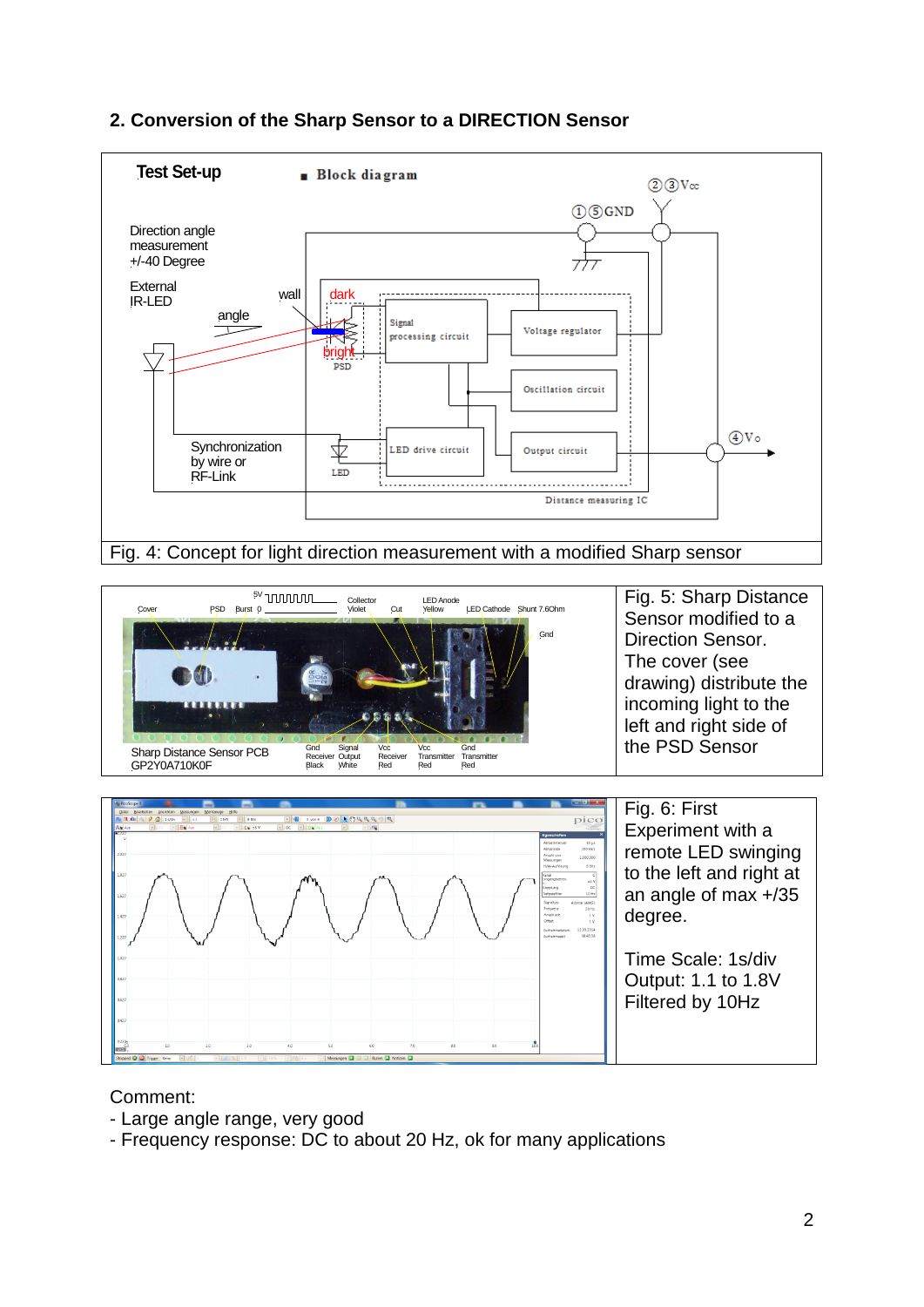## 2. Conversion of the Sharp Sensor to a DIRECTION Sensor

Test Set-up

Direction angle measurement +/-40 Degree

External IR-LED

Synchronization by wire or RF-Link

Fig. 4: Concept for light direction measurement with a modified Sharp sensor

Fig. 5: Sharp Distance Sensor modified to a Direction Sensor. The cover (see drawing) distribute the incoming light to the left and right side of the PSD Sensor

Fig. 6: First Experiment with a remote LED swinging to the left and right at an angle of max +/35 degree.

Time Scale: 1s/div
Output: 1.1 to 1.8V
Filtered by 10Hz

Comment:

- Large angle range, very good
- Frequency response: DC to about 20 Hz, ok for many applications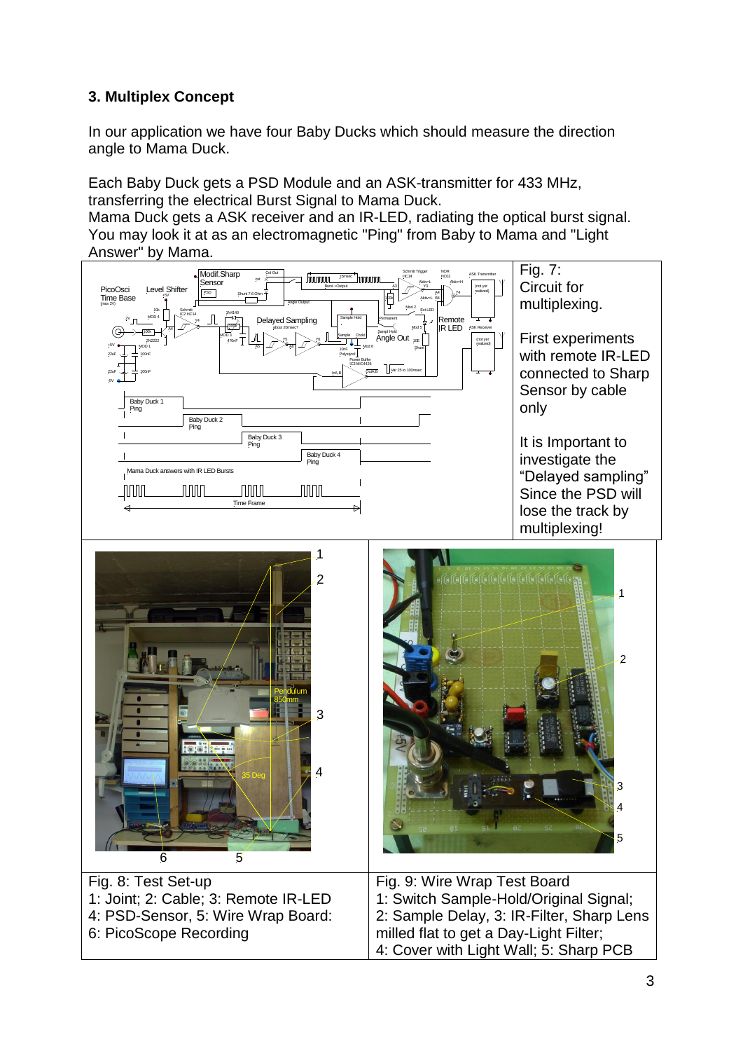### 3. Multiplex Concept

In our application we have four Baby Ducks which should measure the direction angle to Mama Duck.

Each Baby Duck gets a PSD Module and an ASK-transmitter for 433 MHz, transferring the electrical Burst Signal to Mama Duck.
Mama Duck gets a ASK receiver and an IR-LED, radiating the optical burst signal.
You may look it at as an electromagnetic "Ping" from Baby to Mama and "Light Answer" by Mama.

Fig. 7:
Circuit for multiplexing.

First experiments with remote IR-LED connected to Sharp Sensor by cable only

It is Important to investigate the "Delayed sampling" Since the PSD will lose the track by multiplexing!

Fig. 8: Test Set-up
1: Joint; 2: Cable; 3: Remote IR-LED
4: PSD-Sensor, 5: Wire Wrap Board:
6: PicoScope Recording

Fig. 9: Wire Wrap Test Board
1: Switch Sample-Hold/Original Signal;
2: Sample Delay, 3: IR-Filter, Sharp Lens milled flat to get a Day-Light Filter;
4: Cover with Light Wall; 5: Sharp PCB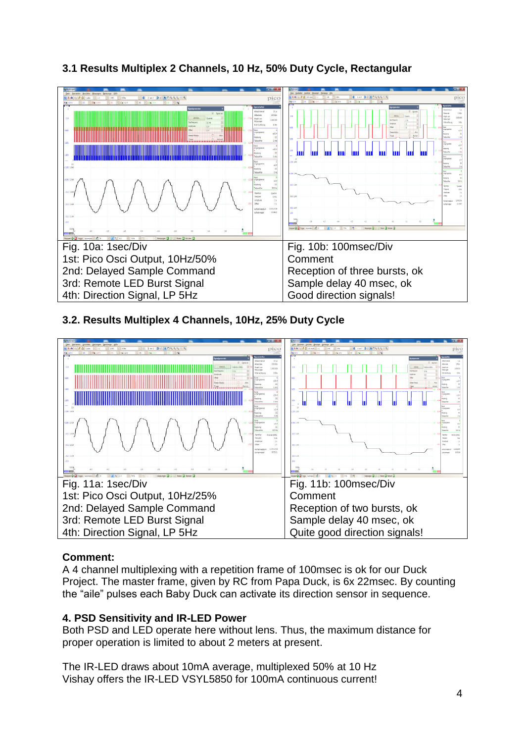### 3.1 Results Multiplex 2 Channels, 10 Hz, 50% Duty Cycle, Rectangular

| Fig. 10a: 1sec/Div<br>1st: Pico Osci Output, 10Hz/50%<br>2nd: Delayed Sample Command<br>3rd: Remote LED Burst Signal<br>4th: Direction Signal, LP 5Hz | Fig. 10b: 100msec/Div<br>Comment<br>Reception of three bursts, ok<br>Sample delay 40 msec, ok<br>Good direction signals! |
|---|---|

### 3.2. Results Multiplex 4 Channels, 10Hz, 25% Duty Cycle

| Fig. 11a: 1sec/Div<br>1st: Pico Osci Output, 10Hz/25%<br>2nd: Delayed Sample Command<br>3rd: Remote LED Burst Signal<br>4th: Direction Signal, LP 5Hz | Fig. 11b: 100msec/Div<br>Comment<br>Reception of two bursts, ok<br>Sample delay 40 msec, ok<br>Quite good direction signals! |
|---|---|

**Comment:**
A 4 channel multiplexing with a repetition frame of 100msec is ok for our Duck Project. The master frame, given by RC from Papa Duck, is 6x 22msec. By counting the "aile" pulses each Baby Duck can activate its direction sensor in sequence.

### 4. PSD Sensitivity and IR-LED Power

Both PSD and LED operate here without lens. Thus, the maximum distance for proper operation is limited to about 2 meters at present.

The IR-LED draws about 10mA average, multiplexed 50% at 10 Hz
Vishay offers the IR-LED VSYL5850 for 100mA continuous current!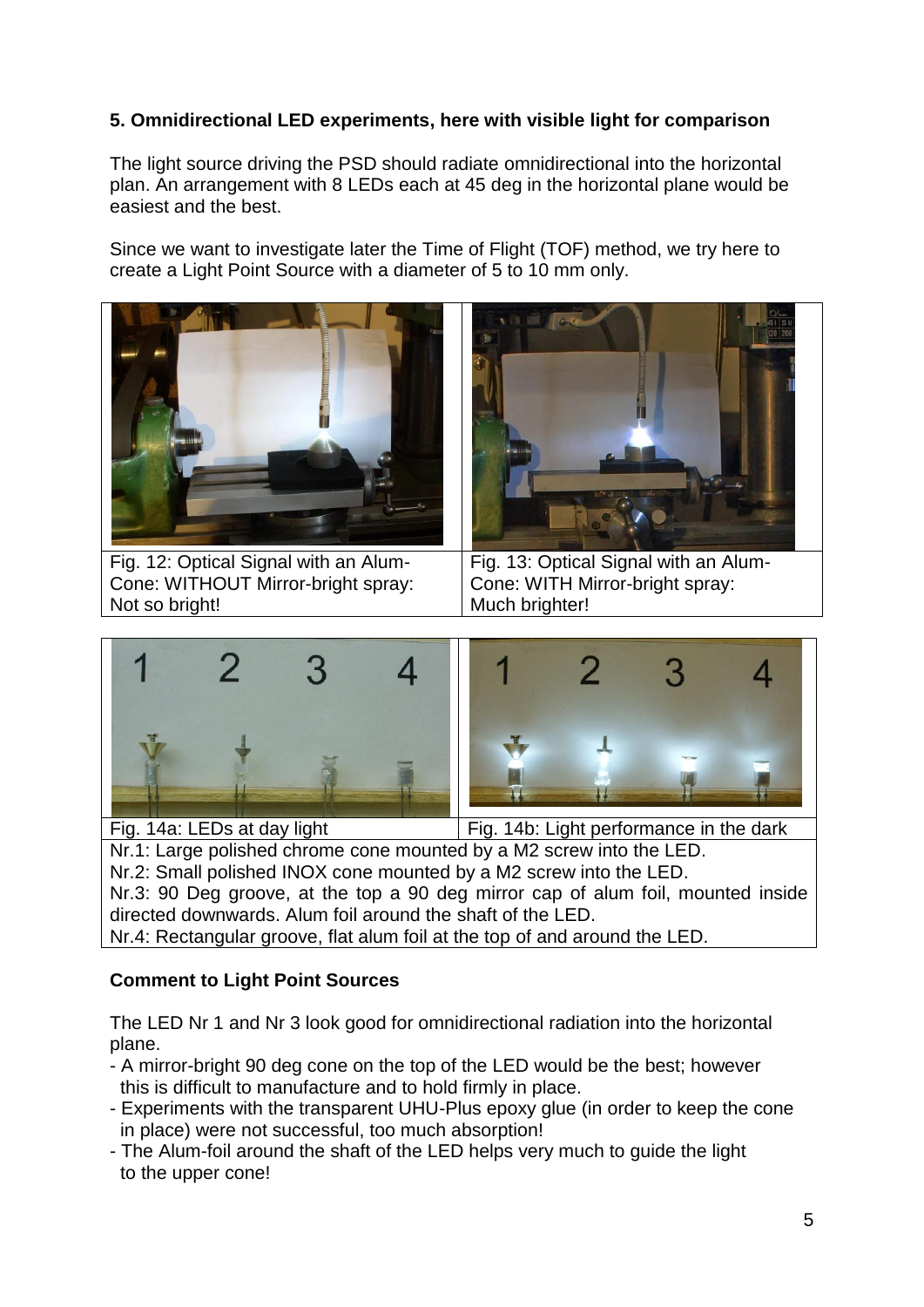## 5. Omnidirectional LED experiments, here with visible light for comparison

The light source driving the PSD should radiate omnidirectional into the horizontal plan. An arrangement with 8 LEDs each at 45 deg in the horizontal plane would be easiest and the best.

Since we want to investigate later the Time of Flight (TOF) method, we try here to create a Light Point Source with a diameter of 5 to 10 mm only.

| Fig. 12: Optical Signal with an Alum-Cone: WITHOUT Mirror-bright spray: Not so bright! | Fig. 13: Optical Signal with an Alum-Cone: WITH Mirror-bright spray: Much brighter! |
| --- | --- |

| Fig. 14a: LEDs at day light | Fig. 14b: Light performance in the dark |
| --- | --- |

Nr.1: Large polished chrome cone mounted by a M2 screw into the LED.
Nr.2: Small polished INOX cone mounted by a M2 screw into the LED.
Nr.3: 90 Deg groove, at the top a 90 deg mirror cap of alum foil, mounted inside directed downwards. Alum foil around the shaft of the LED.
Nr.4: Rectangular groove, flat alum foil at the top of and around the LED.

**Comment to Light Point Sources**

The LED Nr 1 and Nr 3 look good for omnidirectional radiation into the horizontal plane.

- A mirror-bright 90 deg cone on the top of the LED would be the best; however this is difficult to manufacture and to hold firmly in place.
- Experiments with the transparent UHU-Plus epoxy glue (in order to keep the cone in place) were not successful, too much absorption!
- The Alum-foil around the shaft of the LED helps very much to guide the light to the upper cone!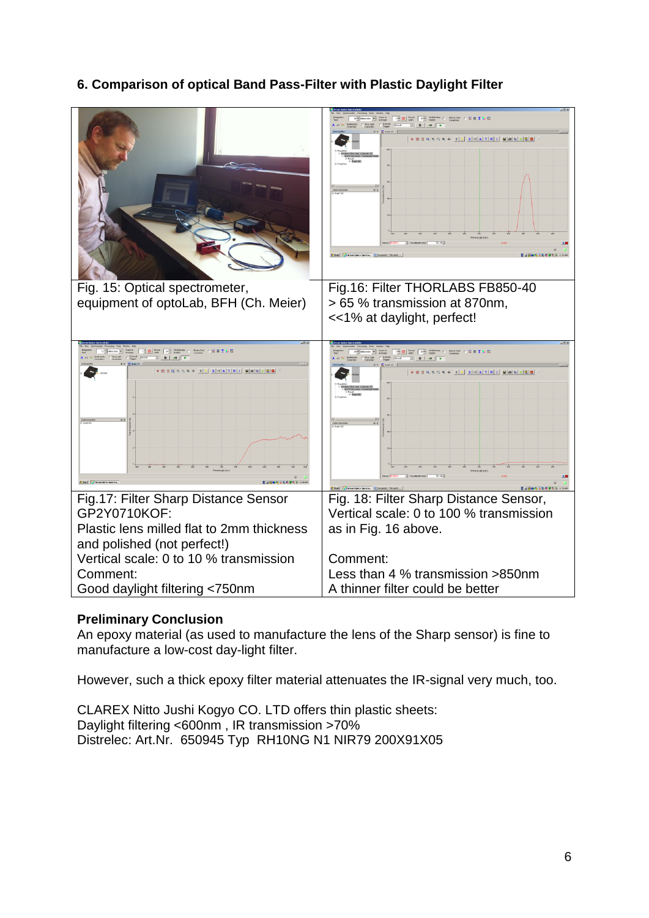## 6. Comparison of optical Band Pass-Filter with Plastic Daylight Filter

| Fig. 15: Optical spectrometer, equipment of optoLab, BFH (Ch. Meier) | Fig.16: Filter THORLABS FB850-40<br>> 65 % transmission at 870nm,<br><<1% at daylight, perfect! |
|---|---|
| Fig.17: Filter Sharp Distance Sensor GP2Y0710KOF:<br>Plastic lens milled flat to 2mm thickness and polished (not perfect!)<br>Vertical scale: 0 to 10 % transmission<br>Comment:<br>Good daylight filtering <750nm | Fig. 18: Filter Sharp Distance Sensor,<br>Vertical scale: 0 to 100 % transmission as in Fig. 16 above.<br><br>Comment:<br>Less than 4 % transmission >850nm<br>A thinner filter could be better |

**Preliminary Conclusion**

An epoxy material (as used to manufacture the lens of the Sharp sensor) is fine to manufacture a low-cost day-light filter.

However, such a thick epoxy filter material attenuates the IR-signal very much, too.

CLAREX Nitto Jushi Kogyo CO. LTD offers thin plastic sheets:
Daylight filtering <600nm , IR transmission >70%
Distrelec: Art.Nr. 650945 Typ RH10NG N1 NIR79 200X91X05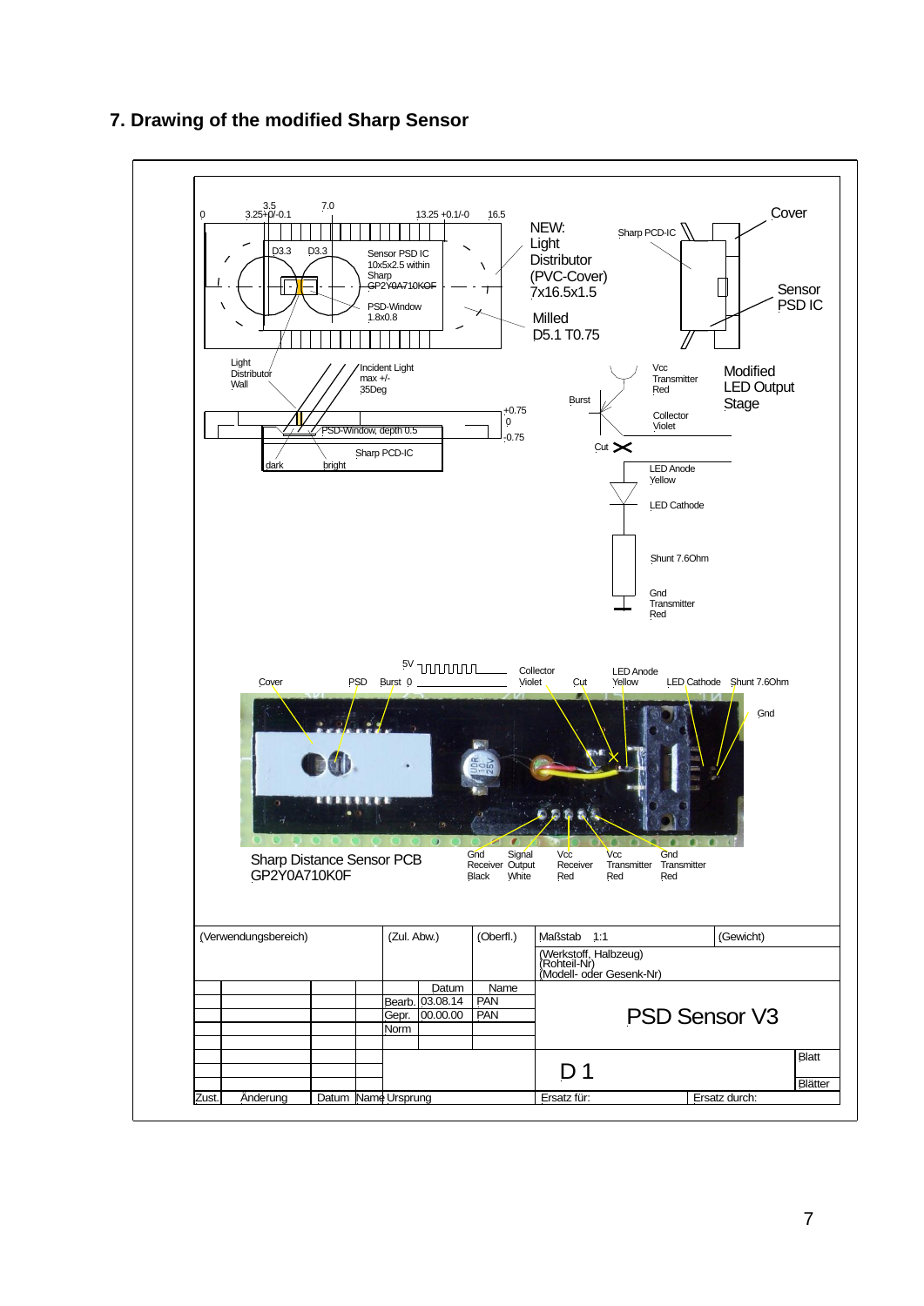## 7. Drawing of the modified Sharp Sensor

0 3.5 3.25+0/-0.1 7.0 13.25 +0.1/-0 16.5

D3.3 D3.3

Sensor PSD IC 10x5x2.5 within Sharp GP2Y0A710K0F

PSD-Window 1.8x0.8

NEW: Light Distributor (PVC-Cover) 7x16.5x1.5

Milled D5.1 T0.75

Sharp PCD-IC

Cover

Sensor PSD IC

Light Distributor Wall

Incident Light max +/- 35Deg

+0.75 0 -0.75

PSD-Window, depth 0.5

Sharp PCD-IC

dark bright

Vcc Transmitter Red

Burst

Collector Violet

Cut

Modified LED Output Stage

LED Anode Yellow

LED Cathode

Shunt 7.6Ohm

Gnd Transmitter Red

5V

Cover PSD Burst 0 Collector Violet Cut LED Anode Yellow LED Cathode Shunt 7.6Ohm

Gnd

Sharp Distance Sensor PCB GP2Y0A710K0F

Gnd Receiver Black | Signal Output White | Vcc Receiver Red | Vcc Transmitter Red | Gnd Transmitter Red

| (Verwendungsbereich) | (Zul. Abw.) | (Oberfl.) | Maßstab 1:1 | (Gewicht) |
|---|---|---|---|---|
| | | | (Werkstoff, Halbzeug) (Rohteil-Nr) (Modell- oder Gesenk-Nr) | |
| | | Datum | Name | |
| | Bearb. | 03.08.14 | PAN | PSD Sensor V3 |
| | Gepr. | 00.00.00 | PAN | |
| | Norm | | | |
| | | | D 1 | Blatt / Blätter |
| Zust. Änderung Datum Name | Ursprung | | Ersatz für: | Ersatz durch: |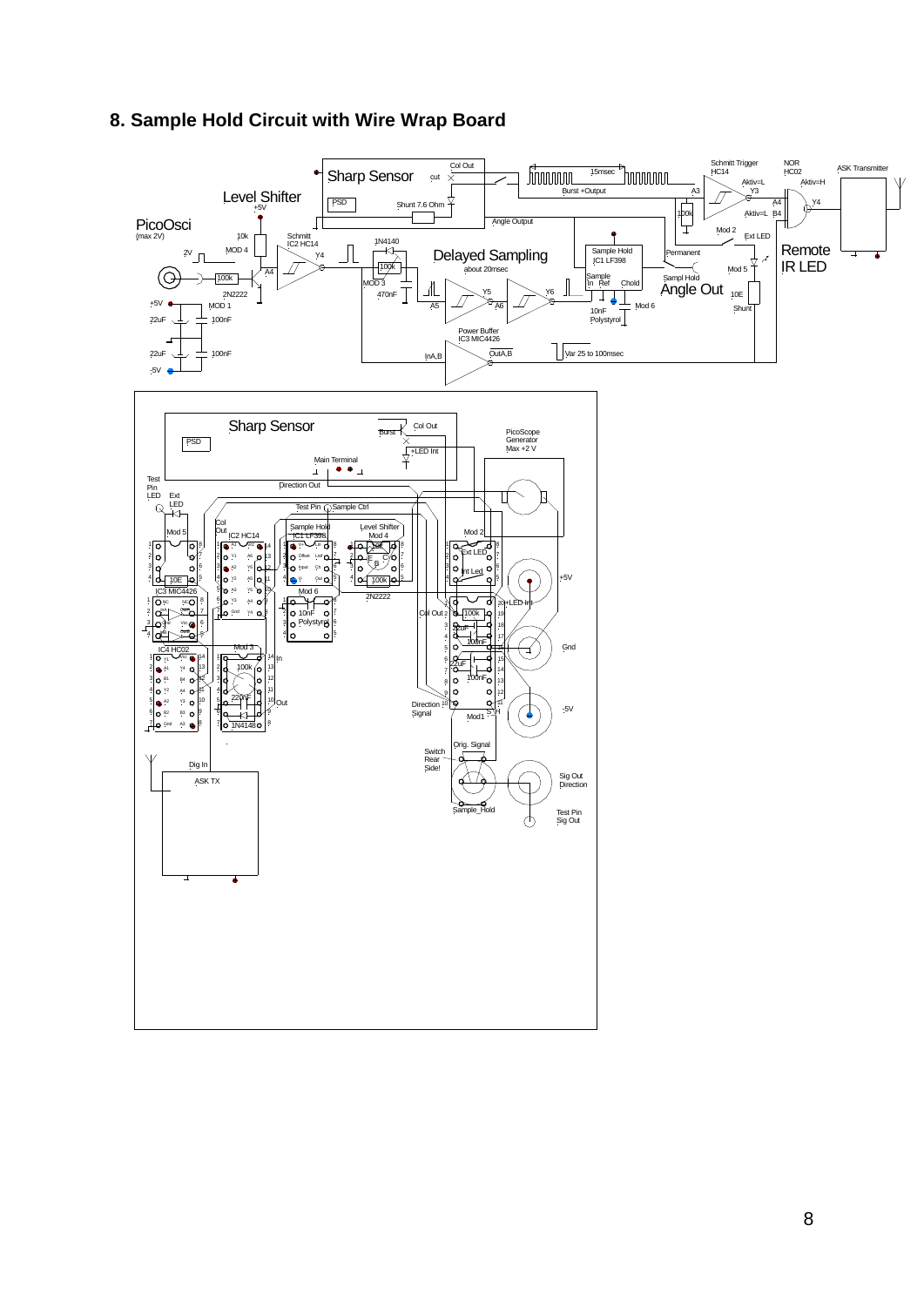## 8. Sample Hold Circuit with Wire Wrap Board

Sharp Sensor
PSD
Col Out
cut
Shunt 7.6 Ohm
Angle Output
15msec
Burst +Output
Schmitt Trigger
HC14
NOR
HC02
ASK Transmitter
Aktiv=L
Aktiv=H
Y3
A3
A4
Y4
Aktiv=L B4
100k
Mod 2
Ext LED
Remote
IR LED
Mod 5
10E
Shunt
Level Shifter
+5V
PicoOsci
(max 2V)
10k
MOD 4
2V
100k
A4
2N2222
MOD 1
+5V
22uF
100nF
22uF
100nF
-5V
Schmitt
IC2 HC14
Y4
1N4140
100k
MOD 3
470nF
Delayed Sampling
about 20msec
A5
Y5
A6
Y6
Sample Hold
IC1 LF398
Sample
In Ref
Chold
Permanent
Sampl Hold
Angle Out
10nF
Polystyrol
Mod 6
Power Buffer
IC3 MIC4426
InA,B
OutA,B
Var 25 to 100msec

Sharp Sensor
PSD
Burst
Col Out
+LED Int
Main Terminal
PicoScope
Generator
Max +2 V
Test
Pin
LED
Ext
LED
Direction Out
Test Pin
Sample Ctrl
Mod 5
Col
Out
IC2 HC14
Sample Hold
IC1 LF398
Level Shifter
Mod 4
Mod 2
Ext LED
Int Led
10E
IC3 MIC4426
Mod 6
10nF
Polystyrol
100k
2N2222
+5V
20 +LED Int
Col Out
100k
22uF
100nF
Gnd
IC4 HC02
Mod 3
In
100k
220nF
Out
1N4148
22uF
100nF
Direction
Signal
Mod1
-5V
Orig. Signal
Switch
Rear
Side!
Sig Out
Direction
Sample_Hold
Test Pin
Sig Out
Dig In
ASK TX